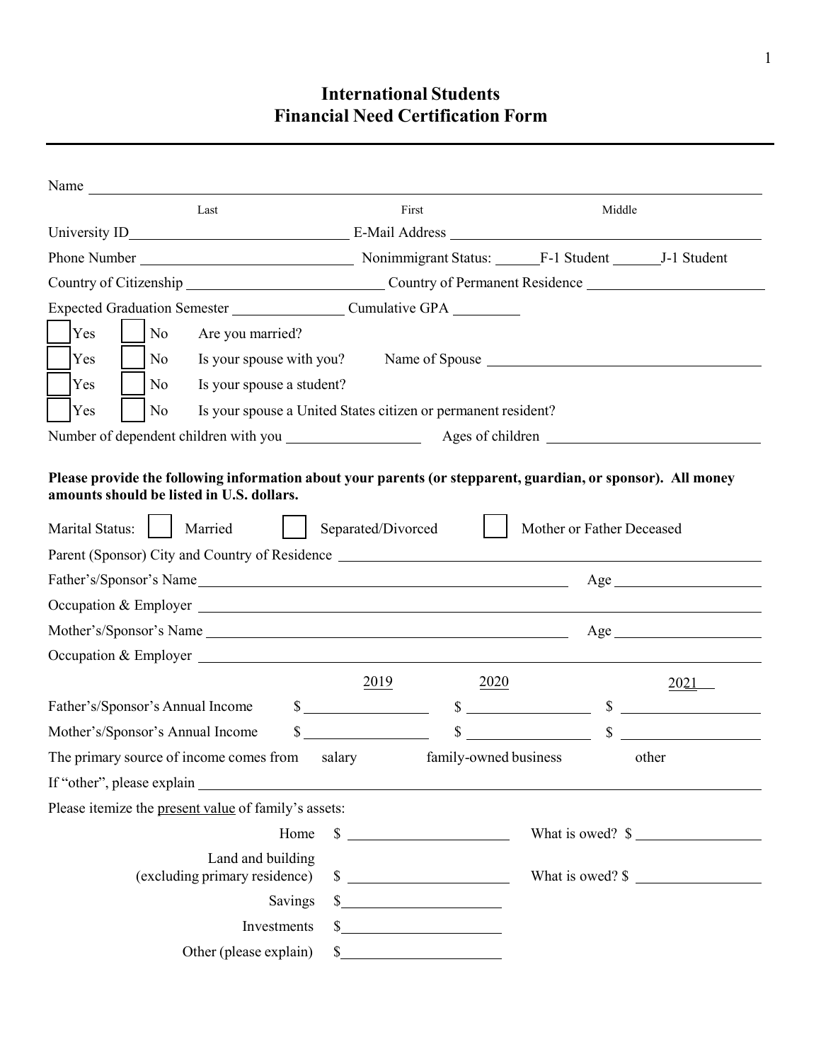# International Students
# Financial Need Certification Form

Name ______________________________________________
Last First Middle

University ID ______________ E-Mail Address ______________

Phone Number ______________ Nonimmigrant Status: ______F-1 Student ______J-1 Student

Country of Citizenship ______________ Country of Permanent Residence ______________

Expected Graduation Semester ______________ Cumulative GPA ________

☐ Yes ☐ No Are you married?

☐ Yes ☐ No Is your spouse with you? Name of Spouse ______________

☐ Yes ☐ No Is your spouse a student?

☐ Yes ☐ No Is your spouse a United States citizen or permanent resident?

Number of dependent children with you ______________ Ages of children ______________

**Please provide the following information about your parents (or stepparent, guardian, or sponsor). All money amounts should be listed in U.S. dollars.**

Marital Status: ☐ Married ☐ Separated/Divorced ☐ Mother or Father Deceased

Parent (Sponsor) City and Country of Residence ______________

Father's/Sponsor's Name ______________ Age ______________

Occupation & Employer ______________

Mother's/Sponsor's Name ______________ Age ______________

Occupation & Employer ______________

| | 2019 | 2020 | 2021 |
|---|---|---|---|
| Father's/Sponsor's Annual Income | $ | $ | $ |
| Mother's/Sponsor's Annual Income | $ | $ | $ |

The primary source of income comes from salary family-owned business other

If "other", please explain ______________

Please itemize the present value of family's assets:

| | | |
|---|---|---|
| Home | $ | What is owed? $ |
| Land and building (excluding primary residence) | $ | What is owed? $ |
| Savings | $ | |
| Investments | $ | |
| Other (please explain) | $ | |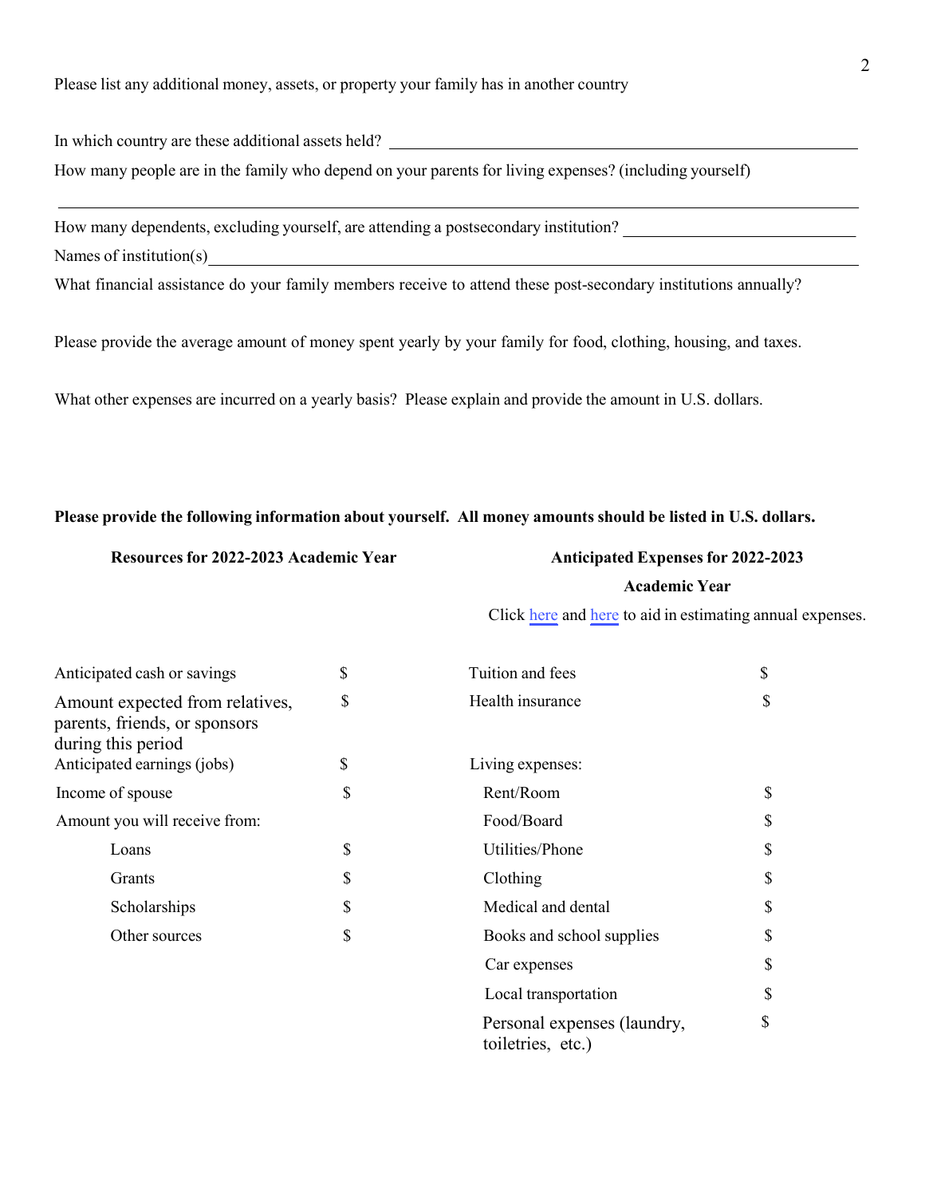Please list any additional money, assets, or property your family has in another country

In which country are these additional assets held? ______________________________

How many people are in the family who depend on your parents for living expenses? (including yourself)

______________________________

How many dependents, excluding yourself, are attending a postsecondary institution? ______________

Names of institution(s) ______________________________

What financial assistance do your family members receive to attend these post-secondary institutions annually?

Please provide the average amount of money spent yearly by your family for food, clothing, housing, and taxes.

What other expenses are incurred on a yearly basis? Please explain and provide the amount in U.S. dollars.

**Please provide the following information about yourself. All money amounts should be listed in U.S. dollars.**

| **Resources for 2022-2023 Academic Year** | | **Anticipated Expenses for 2022-2023 Academic Year** | |
|---|---|---|---|
| | | Click here and here to aid in estimating annual expenses. | |
| Anticipated cash or savings | $ | Tuition and fees | $ |
| Amount expected from relatives, parents, friends, or sponsors during this period | $ | Health insurance | $ |
| Anticipated earnings (jobs) | $ | Living expenses: | |
| Income of spouse | $ | Rent/Room | $ |
| Amount you will receive from: | | Food/Board | $ |
| Loans | $ | Utilities/Phone | $ |
| Grants | $ | Clothing | $ |
| Scholarships | $ | Medical and dental | $ |
| Other sources | $ | Books and school supplies | $ |
| | | Car expenses | $ |
| | | Local transportation | $ |
| | | Personal expenses (laundry, toiletries, etc.) | $ |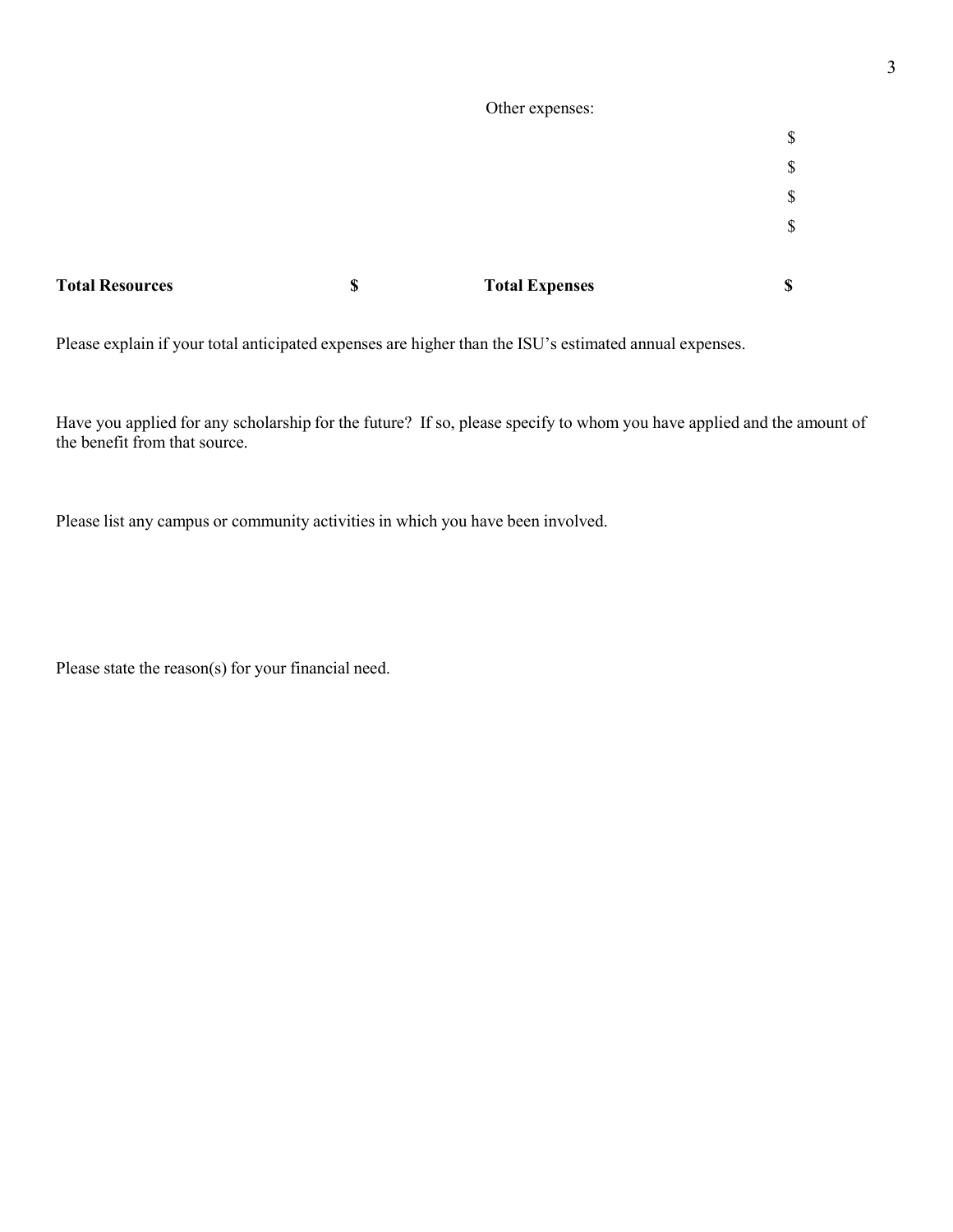| | | Other expenses: | |
|---|---|---|---|
| | | | $ |
| | | | $ |
| | | | $ |
| | | | $ |
| **Total Resources** | **$** | **Total Expenses** | **$** |

Please explain if your total anticipated expenses are higher than the ISU's estimated annual expenses.

Have you applied for any scholarship for the future? If so, please specify to whom you have applied and the amount of the benefit from that source.

Please list any campus or community activities in which you have been involved.

Please state the reason(s) for your financial need.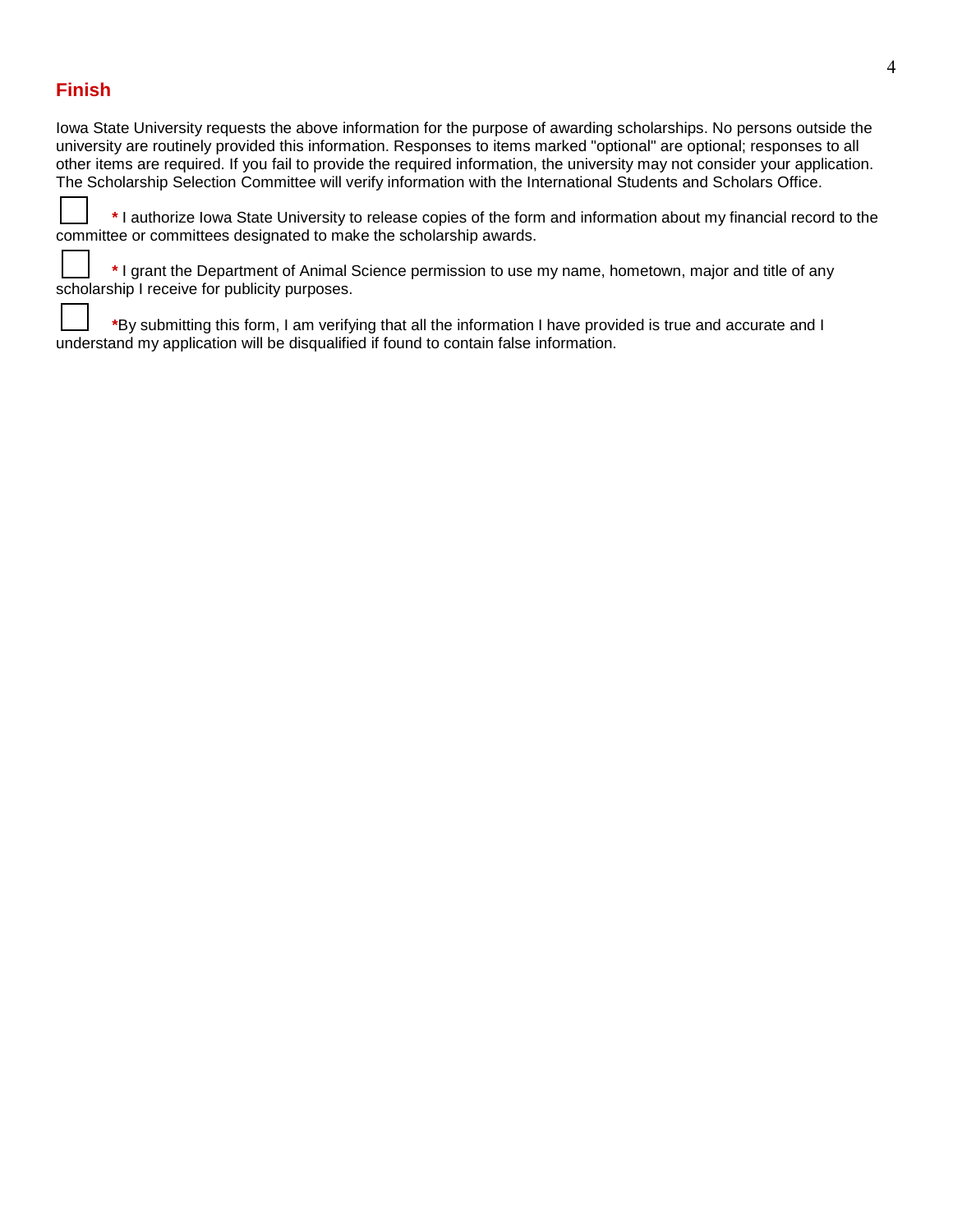## Finish

Iowa State University requests the above information for the purpose of awarding scholarships. No persons outside the university are routinely provided this information. Responses to items marked "optional" are optional; responses to all other items are required. If you fail to provide the required information, the university may not consider your application. The Scholarship Selection Committee will verify information with the International Students and Scholars Office.

☐ * I authorize Iowa State University to release copies of the form and information about my financial record to the committee or committees designated to make the scholarship awards.

☐ * I grant the Department of Animal Science permission to use my name, hometown, major and title of any scholarship I receive for publicity purposes.

☐ *By submitting this form, I am verifying that all the information I have provided is true and accurate and I understand my application will be disqualified if found to contain false information.